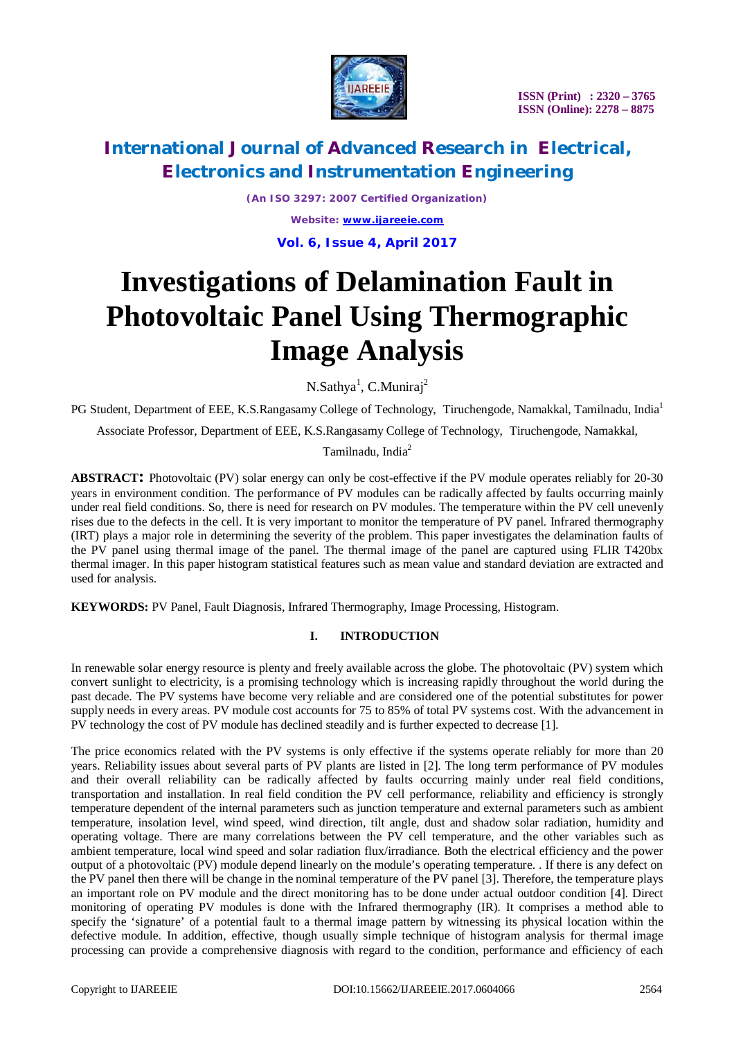# Investigations of Delamination Fault in Photovoltaic Panel Using Thermographic Image Analysis

N.Sathya[1], C.Muniraj[2]

PG Student, Department of EEE, K.S.Rangasamy College of Technology, Tiruchengode, Namakkal, Tamilnadu, India[1]

Associate Professor, Department of EEE, K.S.Rangasamy College of Technology, Tiruchengode, Namakkal, Tamilnadu, India[2]

**ABSTRACT:** Photovoltaic (PV) solar energy can only be cost-effective if the PV module operates reliably for 20-30 years in environment condition. The performance of PV modules can be radically affected by faults occurring mainly under real field conditions. So, there is need for research on PV modules. The temperature within the PV cell unevenly rises due to the defects in the cell. It is very important to monitor the temperature of PV panel. Infrared thermography (IRT) plays a major role in determining the severity of the problem. This paper investigates the delamination faults of the PV panel using thermal image of the panel. The thermal image of the panel are captured using FLIR T420bx thermal imager. In this paper histogram statistical features such as mean value and standard deviation are extracted and used for analysis.

**KEYWORDS:** PV Panel, Fault Diagnosis, Infrared Thermography, Image Processing, Histogram.

## I. INTRODUCTION

In renewable solar energy resource is plenty and freely available across the globe. The photovoltaic (PV) system which convert sunlight to electricity, is a promising technology which is increasing rapidly throughout the world during the past decade. The PV systems have become very reliable and are considered one of the potential substitutes for power supply needs in every areas. PV module cost accounts for 75 to 85% of total PV systems cost. With the advancement in PV technology the cost of PV module has declined steadily and is further expected to decrease [1].

The price economics related with the PV systems is only effective if the systems operate reliably for more than 20 years. Reliability issues about several parts of PV plants are listed in [2]. The long term performance of PV modules and their overall reliability can be radically affected by faults occurring mainly under real field conditions, transportation and installation. In real field condition the PV cell performance, reliability and efficiency is strongly temperature dependent of the internal parameters such as junction temperature and external parameters such as ambient temperature, insolation level, wind speed, wind direction, tilt angle, dust and shadow solar radiation, humidity and operating voltage. There are many correlations between the PV cell temperature, and the other variables such as ambient temperature, local wind speed and solar radiation flux/irradiance. Both the electrical efficiency and the power output of a photovoltaic (PV) module depend linearly on the module's operating temperature. . If there is any defect on the PV panel then there will be change in the nominal temperature of the PV panel [3]. Therefore, the temperature plays an important role on PV module and the direct monitoring has to be done under actual outdoor condition [4]. Direct monitoring of operating PV modules is done with the Infrared thermography (IR). It comprises a method able to specify the 'signature' of a potential fault to a thermal image pattern by witnessing its physical location within the defective module. In addition, effective, though usually simple technique of histogram analysis for thermal image processing can provide a comprehensive diagnosis with regard to the condition, performance and efficiency of each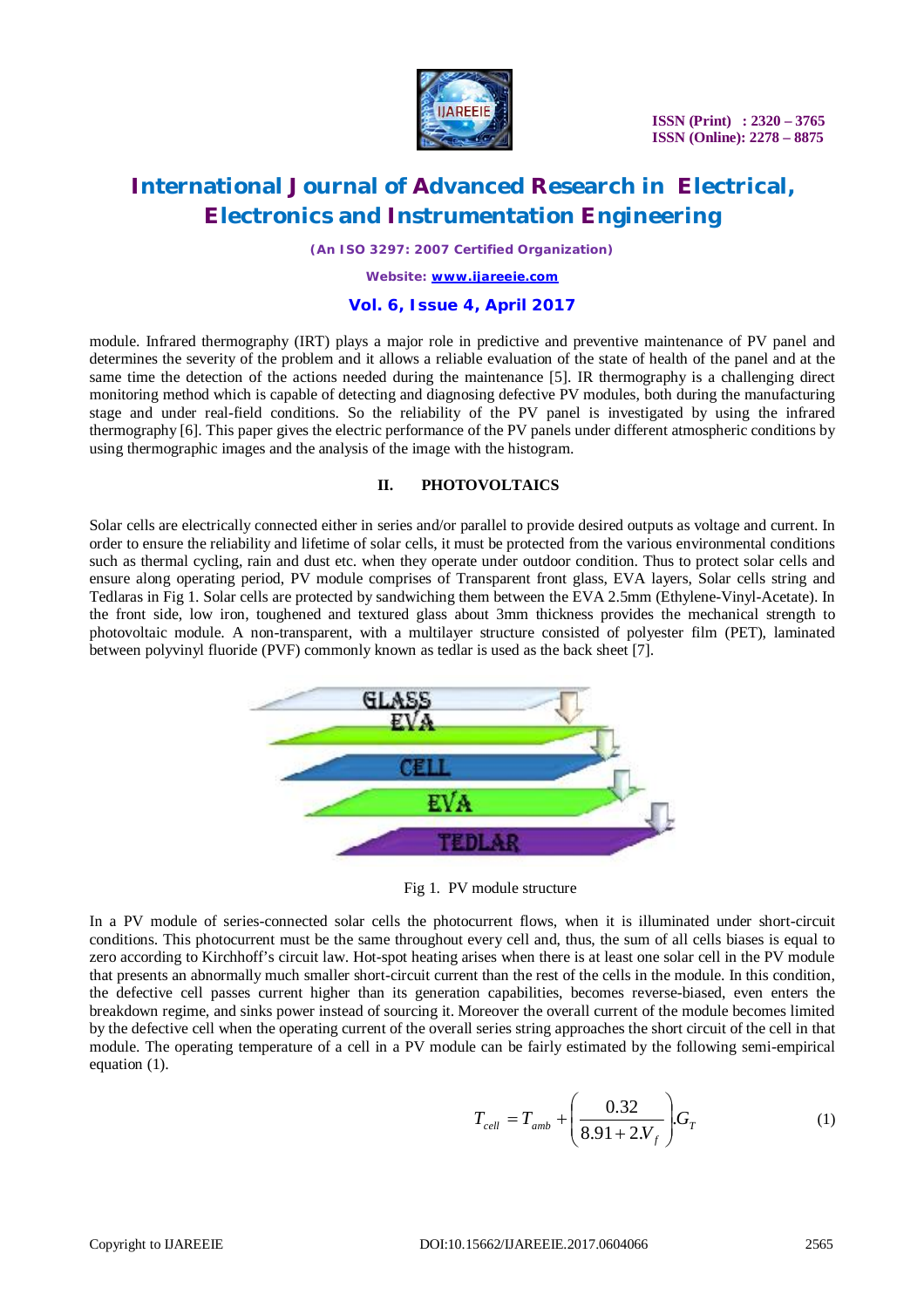module. Infrared thermography (IRT) plays a major role in predictive and preventive maintenance of PV panel and determines the severity of the problem and it allows a reliable evaluation of the state of health of the panel and at the same time the detection of the actions needed during the maintenance [5]. IR thermography is a challenging direct monitoring method which is capable of detecting and diagnosing defective PV modules, both during the manufacturing stage and under real-field conditions. So the reliability of the PV panel is investigated by using the infrared thermography [6]. This paper gives the electric performance of the PV panels under different atmospheric conditions by using thermographic images and the analysis of the image with the histogram.

## II. PHOTOVOLTAICS

Solar cells are electrically connected either in series and/or parallel to provide desired outputs as voltage and current. In order to ensure the reliability and lifetime of solar cells, it must be protected from the various environmental conditions such as thermal cycling, rain and dust etc. when they operate under outdoor condition. Thus to protect solar cells and ensure along operating period, PV module comprises of Transparent front glass, EVA layers, Solar cells string and Tedlaras in Fig 1. Solar cells are protected by sandwiching them between the EVA 2.5mm (Ethylene-Vinyl-Acetate). In the front side, low iron, toughened and textured glass about 3mm thickness provides the mechanical strength to photovoltaic module. A non-transparent, with a multilayer structure consisted of polyester film (PET), laminated between polyvinyl fluoride (PVF) commonly known as tedlar is used as the back sheet [7].

Fig 1. PV module structure

In a PV module of series-connected solar cells the photocurrent flows, when it is illuminated under short-circuit conditions. This photocurrent must be the same throughout every cell and, thus, the sum of all cells biases is equal to zero according to Kirchhoff's circuit law. Hot-spot heating arises when there is at least one solar cell in the PV module that presents an abnormally much smaller short-circuit current than the rest of the cells in the module. In this condition, the defective cell passes current higher than its generation capabilities, becomes reverse-biased, even enters the breakdown regime, and sinks power instead of sourcing it. Moreover the overall current of the module becomes limited by the defective cell when the operating current of the overall series string approaches the short circuit of the cell in that module. The operating temperature of a cell in a PV module can be fairly estimated by the following semi-empirical equation (1).

$$T_{cell} = T_{amb} + \left( \frac{0.32}{8.91 + 2.V_f} \right) . G_T \tag{1}$$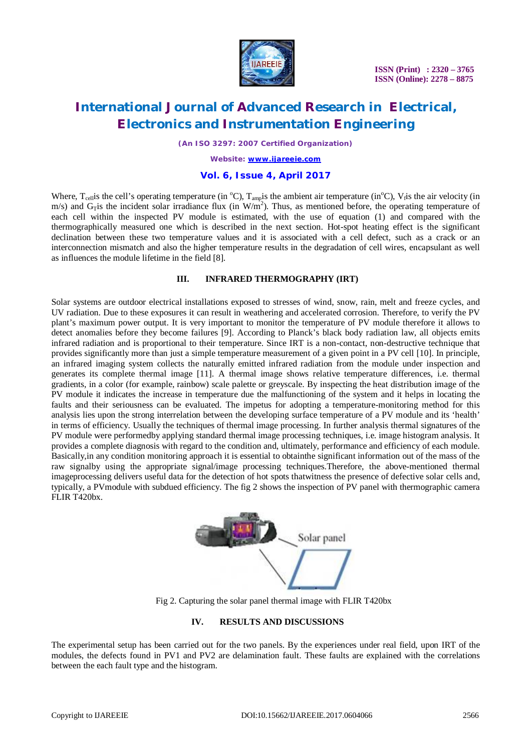Where, $T_{cell}$is the cell's operating temperature (in $^o$C), $T_{amp}$is the ambient air temperature (in$^o$C), $V_f$is the air velocity (in m/s) and $G_T$is the incident solar irradiance flux (in W/m$^2$). Thus, as mentioned before, the operating temperature of each cell within the inspected PV module is estimated, with the use of equation (1) and compared with the thermographically measured one which is described in the next section. Hot-spot heating effect is the significant declination between these two temperature values and it is associated with a cell defect, such as a crack or an interconnection mismatch and also the higher temperature results in the degradation of cell wires, encapsulant as well as influences the module lifetime in the field [8].

## III. INFRARED THERMOGRAPHY (IRT)

Solar systems are outdoor electrical installations exposed to stresses of wind, snow, rain, melt and freeze cycles, and UV radiation. Due to these exposures it can result in weathering and accelerated corrosion. Therefore, to verify the PV plant's maximum power output. It is very important to monitor the temperature of PV module therefore it allows to detect anomalies before they become failures [9]. According to Planck's black body radiation law, all objects emits infrared radiation and is proportional to their temperature. Since IRT is a non-contact, non-destructive technique that provides significantly more than just a simple temperature measurement of a given point in a PV cell [10]. In principle, an infrared imaging system collects the naturally emitted infrared radiation from the module under inspection and generates its complete thermal image [11]. A thermal image shows relative temperature differences, i.e. thermal gradients, in a color (for example, rainbow) scale palette or greyscale. By inspecting the heat distribution image of the PV module it indicates the increase in temperature due the malfunctioning of the system and it helps in locating the faults and their seriousness can be evaluated. The impetus for adopting a temperature-monitoring method for this analysis lies upon the strong interrelation between the developing surface temperature of a PV module and its 'health' in terms of efficiency. Usually the techniques of thermal image processing. In further analysis thermal signatures of the PV module were performedby applying standard thermal image processing techniques, i.e. image histogram analysis. It provides a complete diagnosis with regard to the condition and, ultimately, performance and efficiency of each module. Basically,in any condition monitoring approach it is essential to obtainthe significant information out of the mass of the raw signalby using the appropriate signal/image processing techniques.Therefore, the above-mentioned thermal imageprocessing delivers useful data for the detection of hot spots thatwitness the presence of defective solar cells and, typically, a PVmodule with subdued efficiency. The fig 2 shows the inspection of PV panel with thermographic camera FLIR T420bx.

Fig 2. Capturing the solar panel thermal image with FLIR T420bx

## IV. RESULTS AND DISCUSSIONS

The experimental setup has been carried out for the two panels. By the experiences under real field, upon IRT of the modules, the defects found in PV1 and PV2 are delamination fault. These faults are explained with the correlations between the each fault type and the histogram.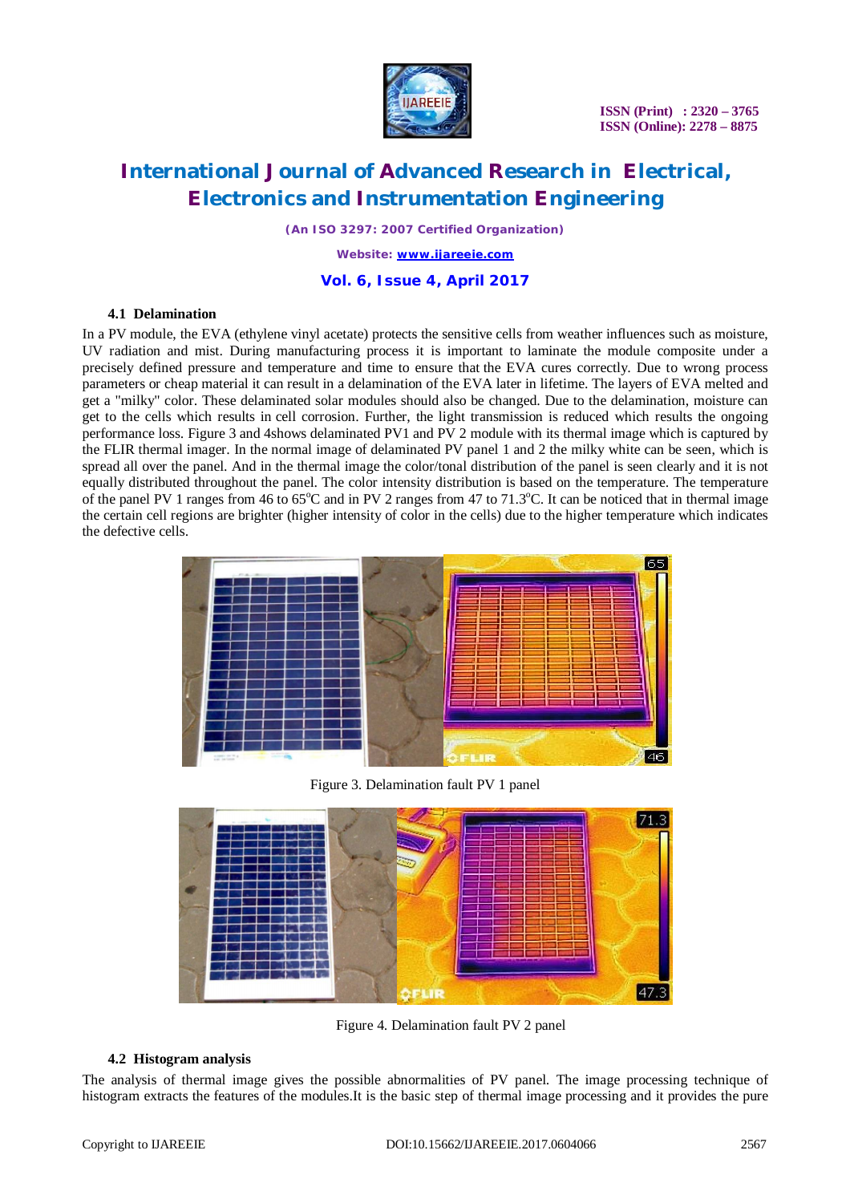### 4.1 Delamination

In a PV module, the EVA (ethylene vinyl acetate) protects the sensitive cells from weather influences such as moisture, UV radiation and mist. During manufacturing process it is important to laminate the module composite under a precisely defined pressure and temperature and time to ensure that the EVA cures correctly. Due to wrong process parameters or cheap material it can result in a delamination of the EVA later in lifetime. The layers of EVA melted and get a "milky" color. These delaminated solar modules should also be changed. Due to the delamination, moisture can get to the cells which results in cell corrosion. Further, the light transmission is reduced which results the ongoing performance loss. Figure 3 and 4shows delaminated PV1 and PV 2 module with its thermal image which is captured by the FLIR thermal imager. In the normal image of delaminated PV panel 1 and 2 the milky white can be seen, which is spread all over the panel. And in the thermal image the color/tonal distribution of the panel is seen clearly and it is not equally distributed throughout the panel. The color intensity distribution is based on the temperature. The temperature of the panel PV 1 ranges from 46 to 65$^{o}$C and in PV 2 ranges from 47 to 71.3$^{o}$C. It can be noticed that in thermal image the certain cell regions are brighter (higher intensity of color in the cells) due to the higher temperature which indicates the defective cells.

Figure 3. Delamination fault PV 1 panel

Figure 4. Delamination fault PV 2 panel

### 4.2 Histogram analysis

The analysis of thermal image gives the possible abnormalities of PV panel. The image processing technique of histogram extracts the features of the modules.It is the basic step of thermal image processing and it provides the pure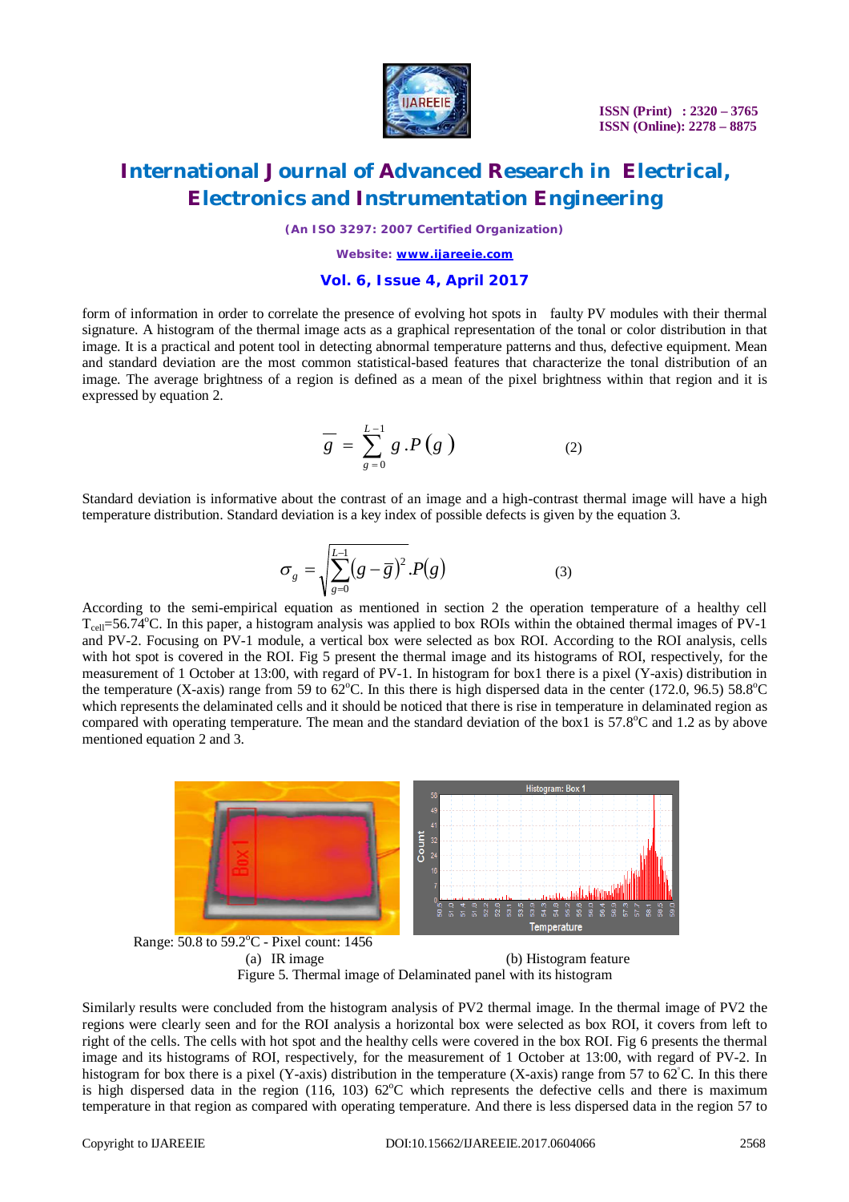form of information in order to correlate the presence of evolving hot spots in faulty PV modules with their thermal signature. A histogram of the thermal image acts as a graphical representation of the tonal or color distribution in that image. It is a practical and potent tool in detecting abnormal temperature patterns and thus, defective equipment. Mean and standard deviation are the most common statistical-based features that characterize the tonal distribution of an image. The average brightness of a region is defined as a mean of the pixel brightness within that region and it is expressed by equation 2.

$$\overline{g} = \sum_{g=0}^{L-1} g.P(g) \qquad (2)$$

Standard deviation is informative about the contrast of an image and a high-contrast thermal image will have a high temperature distribution. Standard deviation is a key index of possible defects is given by the equation 3.

$$\sigma_g = \sqrt{\sum_{g=0}^{L-1} (g - \overline{g})^2 .P(g)} \qquad (3)$$

According to the semi-empirical equation as mentioned in section 2 the operation temperature of a healthy cell $T_{cell}$=56.74°C. In this paper, a histogram analysis was applied to box ROIs within the obtained thermal images of PV-1 and PV-2. Focusing on PV-1 module, a vertical box were selected as box ROI. According to the ROI analysis, cells with hot spot is covered in the ROI. Fig 5 present the thermal image and its histograms of ROI, respectively, for the measurement of 1 October at 13:00, with regard of PV-1. In histogram for box1 there is a pixel (Y-axis) distribution in the temperature (X-axis) range from 59 to 62°C. In this there is high dispersed data in the center (172.0, 96.5) 58.8°C which represents the delaminated cells and it should be noticed that there is rise in temperature in delaminated region as compared with operating temperature. The mean and the standard deviation of the box1 is 57.8°C and 1.2 as by above mentioned equation 2 and 3.

Range: 50.8 to 59.2°C - Pixel count: 1456

(a) IR image (b) Histogram feature

Figure 5. Thermal image of Delaminated panel with its histogram

Similarly results were concluded from the histogram analysis of PV2 thermal image. In the thermal image of PV2 the regions were clearly seen and for the ROI analysis a horizontal box were selected as box ROI, it covers from left to right of the cells. The cells with hot spot and the healthy cells were covered in the box ROI. Fig 6 presents the thermal image and its histograms of ROI, respectively, for the measurement of 1 October at 13:00, with regard of PV-2. In histogram for box there is a pixel (Y-axis) distribution in the temperature (X-axis) range from 57 to 62°C. In this there is high dispersed data in the region (116, 103) 62°C which represents the defective cells and there is maximum temperature in that region as compared with operating temperature. And there is less dispersed data in the region 57 to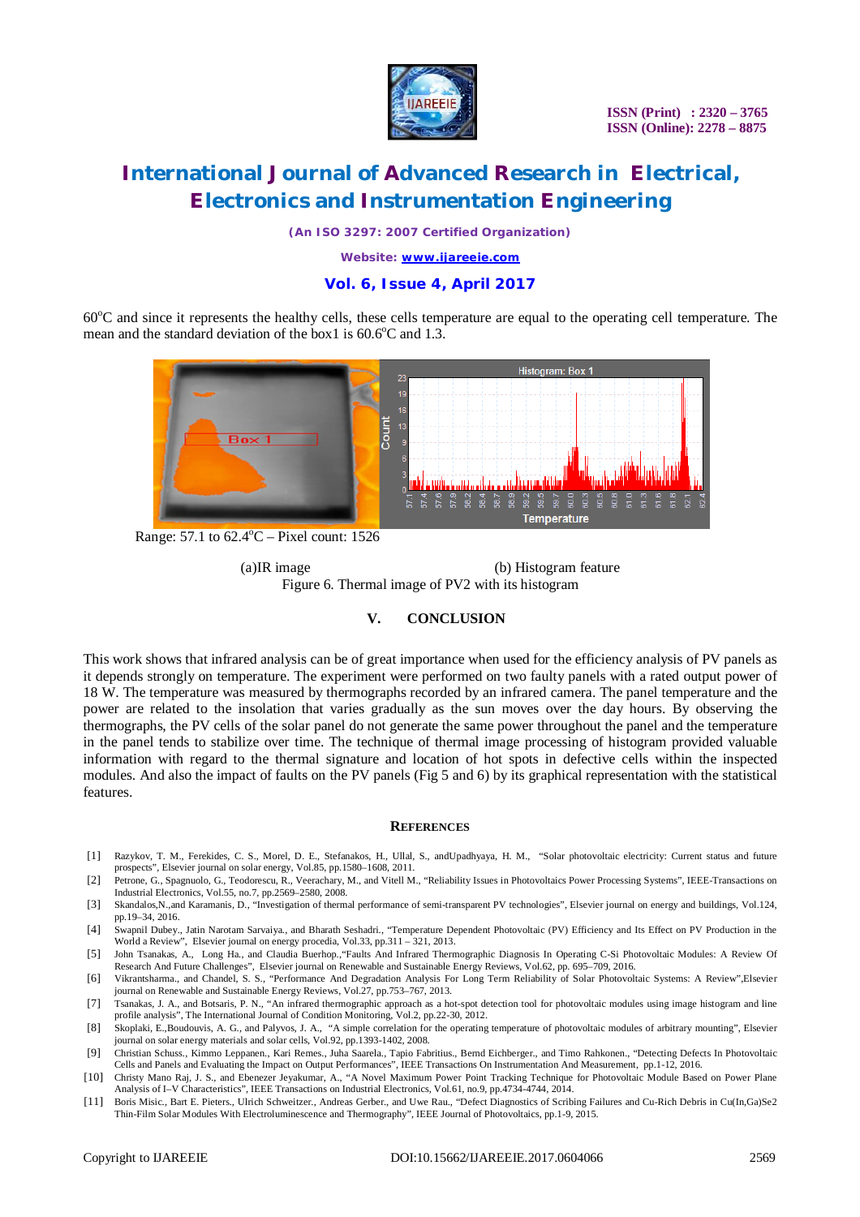60°C and since it represents the healthy cells, these cells temperature are equal to the operating cell temperature. The mean and the standard deviation of the box1 is 60.6°C and 1.3.

Box 1

Histogram: Box 1

Count

Temperature

Range: 57.1 to 62.4°C – Pixel count: 1526

(a)IR image (b) Histogram feature

Figure 6. Thermal image of PV2 with its histogram

## V. CONCLUSION

This work shows that infrared analysis can be of great importance when used for the efficiency analysis of PV panels as it depends strongly on temperature. The experiment were performed on two faulty panels with a rated output power of 18 W. The temperature was measured by thermographs recorded by an infrared camera. The panel temperature and the power are related to the insolation that varies gradually as the sun moves over the day hours. By observing the thermographs, the PV cells of the solar panel do not generate the same power throughout the panel and the temperature in the panel tends to stabilize over time. The technique of thermal image processing of histogram provided valuable information with regard to the thermal signature and location of hot spots in defective cells within the inspected modules. And also the impact of faults on the PV panels (Fig 5 and 6) by its graphical representation with the statistical features.

## REFERENCES

[1] Razykov, T. M., Ferekides, C. S., Morel, D. E., Stefanakos, H., Ullal, S., andUpadhyaya, H. M., "Solar photovoltaic electricity: Current status and future prospects", Elsevier journal on solar energy, Vol.85, pp.1580–1608, 2011.

[2] Petrone, G., Spagnuolo, G., Teodorescu, R., Veerachary, M., and Vitell M., "Reliability Issues in Photovoltaics Power Processing Systems", IEEE-Transactions on Industrial Electronics, Vol.55, no.7, pp.2569–2580, 2008.

[3] Skandalos,N.,and Karamanis, D., "Investigation of thermal performance of semi-transparent PV technologies", Elsevier journal on energy and buildings, Vol.124, pp.19–34, 2016.

[4] Swapnil Dubey., Jatin Narotam Sarvaiya., and Bharath Seshadri., "Temperature Dependent Photovoltaic (PV) Efficiency and Its Effect on PV Production in the World a Review", Elsevier journal on energy procedia, Vol.33, pp.311 – 321, 2013.

[5] John Tsanakas, A., Long Ha., and Claudia Buerhop.,"Faults And Infrared Thermographic Diagnosis In Operating C-Si Photovoltaic Modules: A Review Of Research And Future Challenges", Elsevier journal on Renewable and Sustainable Energy Reviews, Vol.62, pp. 695–709, 2016.

[6] Vikrantsharma., and Chandel, S. S., "Performance And Degradation Analysis For Long Term Reliability of Solar Photovoltaic Systems: A Review",Elsevier journal on Renewable and Sustainable Energy Reviews, Vol.27, pp.753–767, 2013.

[7] Tsanakas, J. A., and Botsaris, P. N., "An infrared thermographic approach as a hot-spot detection tool for photovoltaic modules using image histogram and line profile analysis", The International Journal of Condition Monitoring, Vol.2, pp.22-30, 2012.

[8] Skoplaki, E.,Boudouvis, A. G., and Palyvos, J. A., "A simple correlation for the operating temperature of photovoltaic modules of arbitrary mounting", Elsevier journal on solar energy materials and solar cells, Vol.92, pp.1393-1402, 2008.

[9] Christian Schuss., Kimmo Leppanen., Kari Remes., Juha Saarela., Tapio Fabritius., Bernd Eichberger., and Timo Rahkonen., "Detecting Defects In Photovoltaic Cells and Panels and Evaluating the Impact on Output Performances", IEEE Transactions On Instrumentation And Measurement, pp.1-12, 2016.

[10] Christy Mano Raj, J. S., and Ebenezer Jeyakumar, A., "A Novel Maximum Power Point Tracking Technique for Photovoltaic Module Based on Power Plane Analysis of I–V Characteristics", IEEE Transactions on Industrial Electronics, Vol.61, no.9, pp.4734-4744, 2014.

[11] Boris Misic., Bart E. Pieters., Ulrich Schweitzer., Andreas Gerber., and Uwe Rau., "Defect Diagnostics of Scribing Failures and Cu-Rich Debris in Cu(In,Ga)Se2 Thin-Film Solar Modules With Electroluminescence and Thermography", IEEE Journal of Photovoltaics, pp.1-9, 2015.